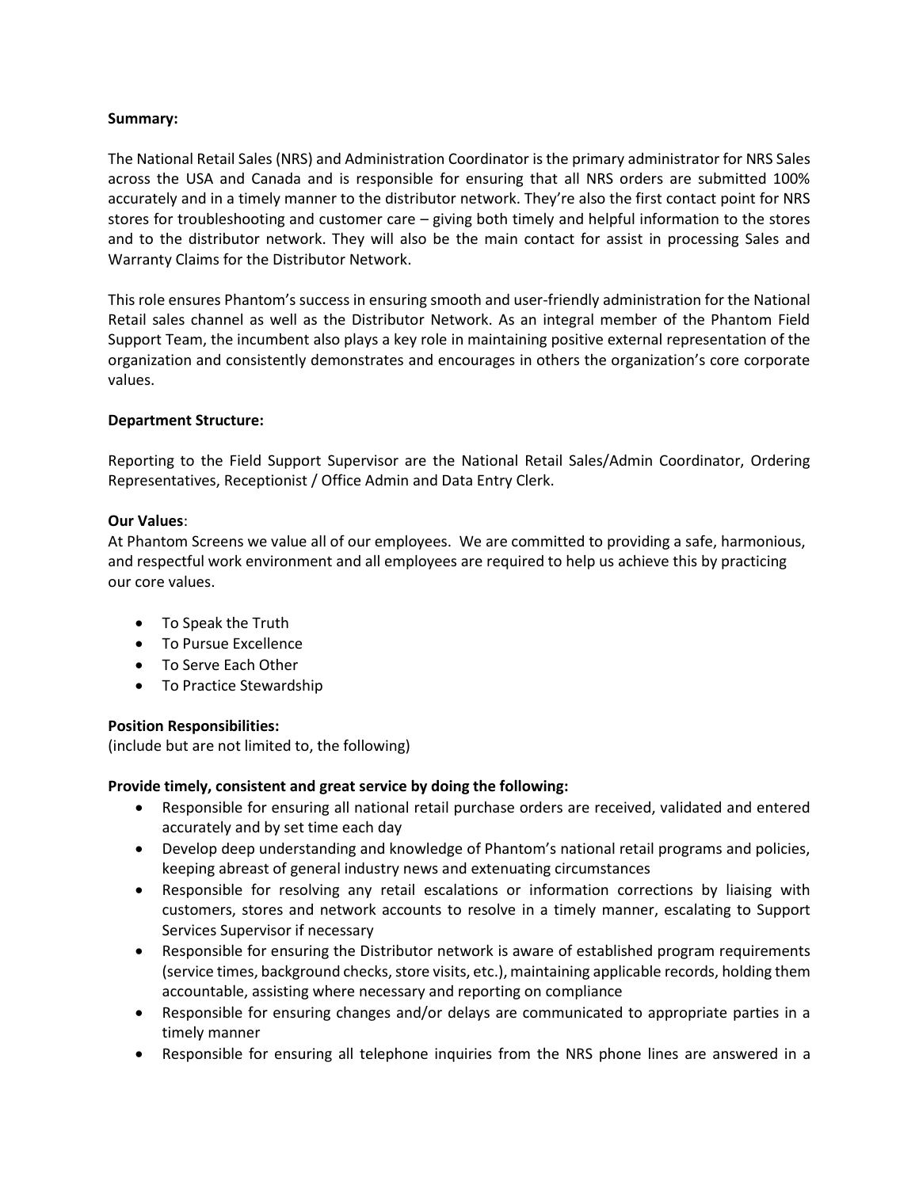**Summary:**

The National Retail Sales (NRS) and Administration Coordinator is the primary administrator for NRS Sales across the USA and Canada and is responsible for ensuring that all NRS orders are submitted 100% accurately and in a timely manner to the distributor network. They're also the first contact point for NRS stores for troubleshooting and customer care – giving both timely and helpful information to the stores and to the distributor network. They will also be the main contact for assist in processing Sales and Warranty Claims for the Distributor Network.

This role ensures Phantom's success in ensuring smooth and user-friendly administration for the National Retail sales channel as well as the Distributor Network. As an integral member of the Phantom Field Support Team, the incumbent also plays a key role in maintaining positive external representation of the organization and consistently demonstrates and encourages in others the organization's core corporate values.

**Department Structure:**

Reporting to the Field Support Supervisor are the National Retail Sales/Admin Coordinator, Ordering Representatives, Receptionist / Office Admin and Data Entry Clerk.

**Our Values**:
At Phantom Screens we value all of our employees. We are committed to providing a safe, harmonious, and respectful work environment and all employees are required to help us achieve this by practicing our core values.

- To Speak the Truth
- To Pursue Excellence
- To Serve Each Other
- To Practice Stewardship

**Position Responsibilities:**
(include but are not limited to, the following)

**Provide timely, consistent and great service by doing the following:**

- Responsible for ensuring all national retail purchase orders are received, validated and entered accurately and by set time each day
- Develop deep understanding and knowledge of Phantom's national retail programs and policies, keeping abreast of general industry news and extenuating circumstances
- Responsible for resolving any retail escalations or information corrections by liaising with customers, stores and network accounts to resolve in a timely manner, escalating to Support Services Supervisor if necessary
- Responsible for ensuring the Distributor network is aware of established program requirements (service times, background checks, store visits, etc.), maintaining applicable records, holding them accountable, assisting where necessary and reporting on compliance
- Responsible for ensuring changes and/or delays are communicated to appropriate parties in a timely manner
- Responsible for ensuring all telephone inquiries from the NRS phone lines are answered in a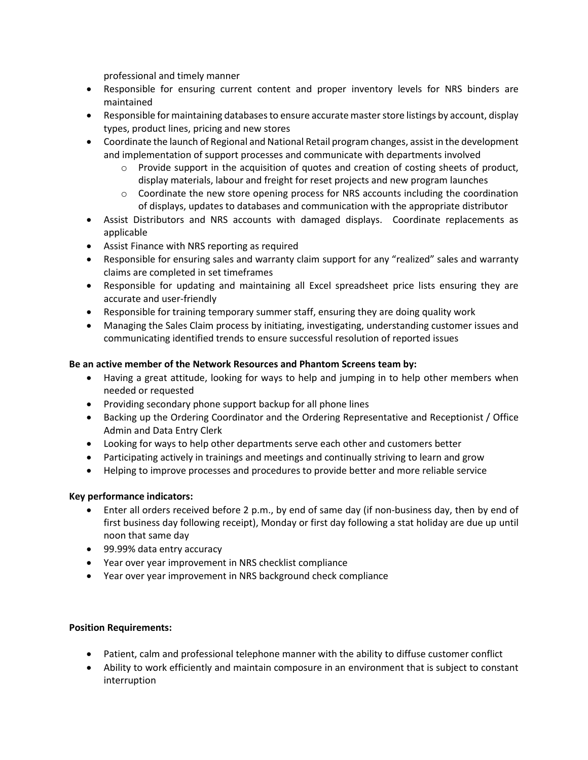professional and timely manner

- Responsible for ensuring current content and proper inventory levels for NRS binders are maintained
- Responsible for maintaining databases to ensure accurate master store listings by account, display types, product lines, pricing and new stores
- Coordinate the launch of Regional and National Retail program changes, assist in the development and implementation of support processes and communicate with departments involved
    - Provide support in the acquisition of quotes and creation of costing sheets of product, display materials, labour and freight for reset projects and new program launches
    - Coordinate the new store opening process for NRS accounts including the coordination of displays, updates to databases and communication with the appropriate distributor
- Assist Distributors and NRS accounts with damaged displays. Coordinate replacements as applicable
- Assist Finance with NRS reporting as required
- Responsible for ensuring sales and warranty claim support for any "realized" sales and warranty claims are completed in set timeframes
- Responsible for updating and maintaining all Excel spreadsheet price lists ensuring they are accurate and user-friendly
- Responsible for training temporary summer staff, ensuring they are doing quality work
- Managing the Sales Claim process by initiating, investigating, understanding customer issues and communicating identified trends to ensure successful resolution of reported issues

**Be an active member of the Network Resources and Phantom Screens team by:**

- Having a great attitude, looking for ways to help and jumping in to help other members when needed or requested
- Providing secondary phone support backup for all phone lines
- Backing up the Ordering Coordinator and the Ordering Representative and Receptionist / Office Admin and Data Entry Clerk
- Looking for ways to help other departments serve each other and customers better
- Participating actively in trainings and meetings and continually striving to learn and grow
- Helping to improve processes and procedures to provide better and more reliable service

**Key performance indicators:**

- Enter all orders received before 2 p.m., by end of same day (if non-business day, then by end of first business day following receipt), Monday or first day following a stat holiday are due up until noon that same day
- 99.99% data entry accuracy
- Year over year improvement in NRS checklist compliance
- Year over year improvement in NRS background check compliance

**Position Requirements:**

- Patient, calm and professional telephone manner with the ability to diffuse customer conflict
- Ability to work efficiently and maintain composure in an environment that is subject to constant interruption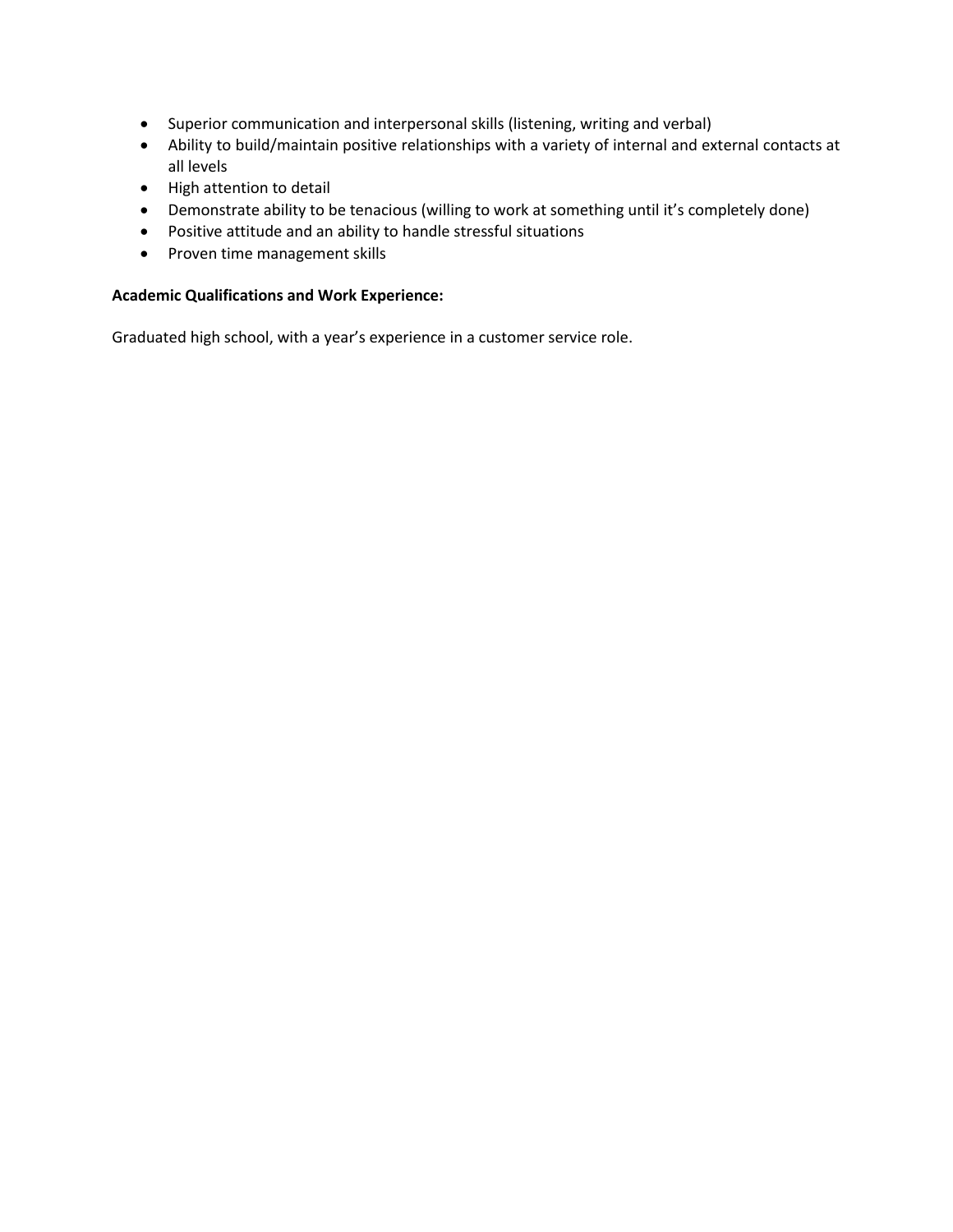- Superior communication and interpersonal skills (listening, writing and verbal)
- Ability to build/maintain positive relationships with a variety of internal and external contacts at all levels
- High attention to detail
- Demonstrate ability to be tenacious (willing to work at something until it's completely done)
- Positive attitude and an ability to handle stressful situations
- Proven time management skills

**Academic Qualifications and Work Experience:**

Graduated high school, with a year's experience in a customer service role.